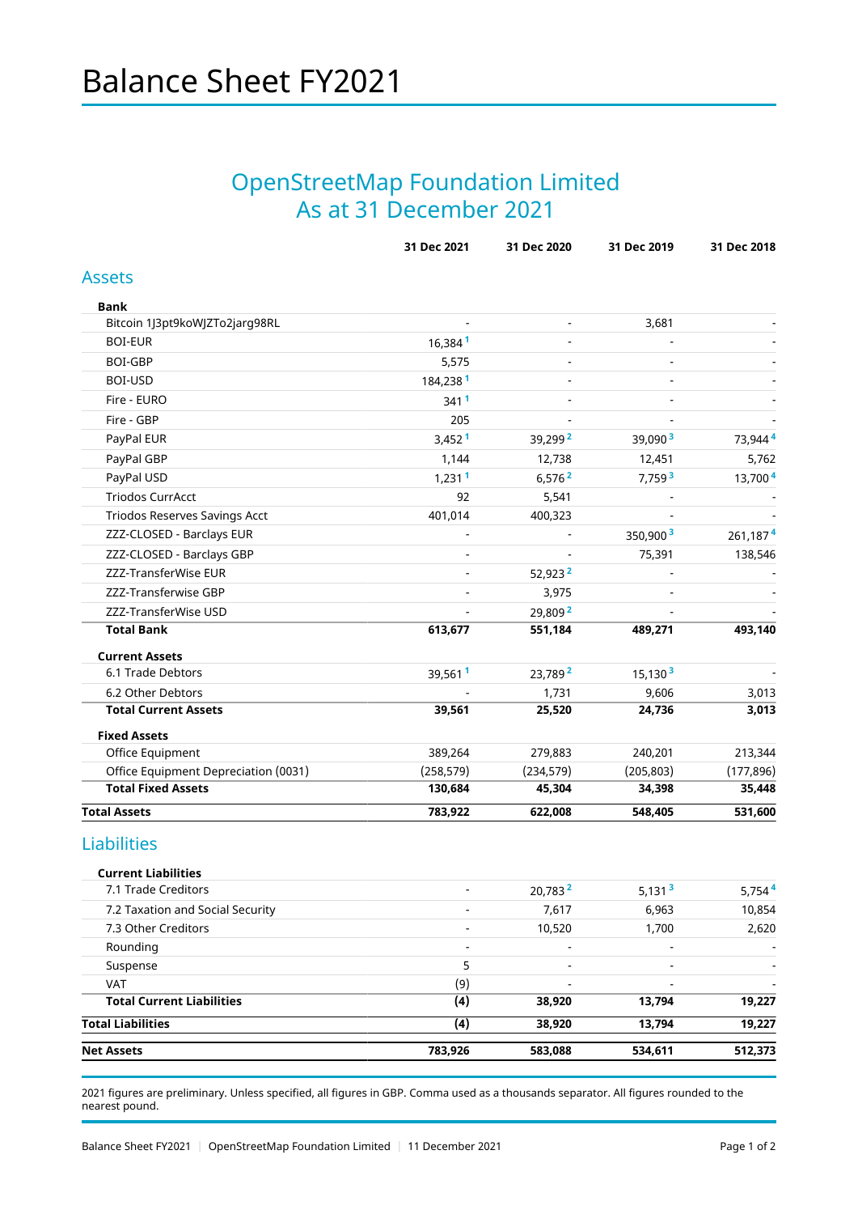# Balance Sheet FY2021

## OpenStreetMap Foundation Limited
## As at 31 December 2021

| | 31 Dec 2021 | 31 Dec 2020 | 31 Dec 2019 | 31 Dec 2018 |
|---|---|---|---|---|
| **Assets** | | | | |
| **Bank** | | | | |
| Bitcoin 1J3pt9koWJZTo2jarg98RL | - | - | 3,681 | - |
| BOI-EUR | 16,384 [1] | - | - | - |
| BOI-GBP | 5,575 | - | - | - |
| BOI-USD | 184,238 [1] | - | - | - |
| Fire - EURO | 341 [1] | - | - | - |
| Fire - GBP | 205 | - | - | - |
| PayPal EUR | 3,452 [1] | 39,299 [2] | 39,090 [3] | 73,944 [4] |
| PayPal GBP | 1,144 | 12,738 | 12,451 | 5,762 |
| PayPal USD | 1,231 [1] | 6,576 [2] | 7,759 [3] | 13,700 [4] |
| Triodos CurrAcct | 92 | 5,541 | - | - |
| Triodos Reserves Savings Acct | 401,014 | 400,323 | - | - |
| ZZZ-CLOSED - Barclays EUR | - | - | 350,900 [3] | 261,187 [4] |
| ZZZ-CLOSED - Barclays GBP | - | - | 75,391 | 138,546 |
| ZZZ-TransferWise EUR | - | 52,923 [2] | - | - |
| ZZZ-Transferwise GBP | - | 3,975 | - | - |
| ZZZ-TransferWise USD | - | 29,809 [2] | - | - |
| **Total Bank** | **613,677** | **551,184** | **489,271** | **493,140** |
| **Current Assets** | | | | |
| 6.1 Trade Debtors | 39,561 [1] | 23,789 [2] | 15,130 [3] | - |
| 6.2 Other Debtors | - | 1,731 | 9,606 | 3,013 |
| **Total Current Assets** | **39,561** | **25,520** | **24,736** | **3,013** |
| **Fixed Assets** | | | | |
| Office Equipment | 389,264 | 279,883 | 240,201 | 213,344 |
| Office Equipment Depreciation (0031) | (258,579) | (234,579) | (205,803) | (177,896) |
| **Total Fixed Assets** | **130,684** | **45,304** | **34,398** | **35,448** |
| **Total Assets** | **783,922** | **622,008** | **548,405** | **531,600** |
| **Liabilities** | | | | |
| **Current Liabilities** | | | | |
| 7.1 Trade Creditors | - | 20,783 [2] | 5,131 [3] | 5,754 [4] |
| 7.2 Taxation and Social Security | - | 7,617 | 6,963 | 10,854 |
| 7.3 Other Creditors | - | 10,520 | 1,700 | 2,620 |
| Rounding | - | - | - | - |
| Suspense | 5 | - | - | - |
| VAT | (9) | - | - | - |
| **Total Current Liabilities** | **(4)** | **38,920** | **13,794** | **19,227** |
| **Total Liabilities** | **(4)** | **38,920** | **13,794** | **19,227** |
| **Net Assets** | **783,926** | **583,088** | **534,611** | **512,373** |

2021 figures are preliminary. Unless specified, all figures in GBP. Comma used as a thousands separator. All figures rounded to the nearest pound.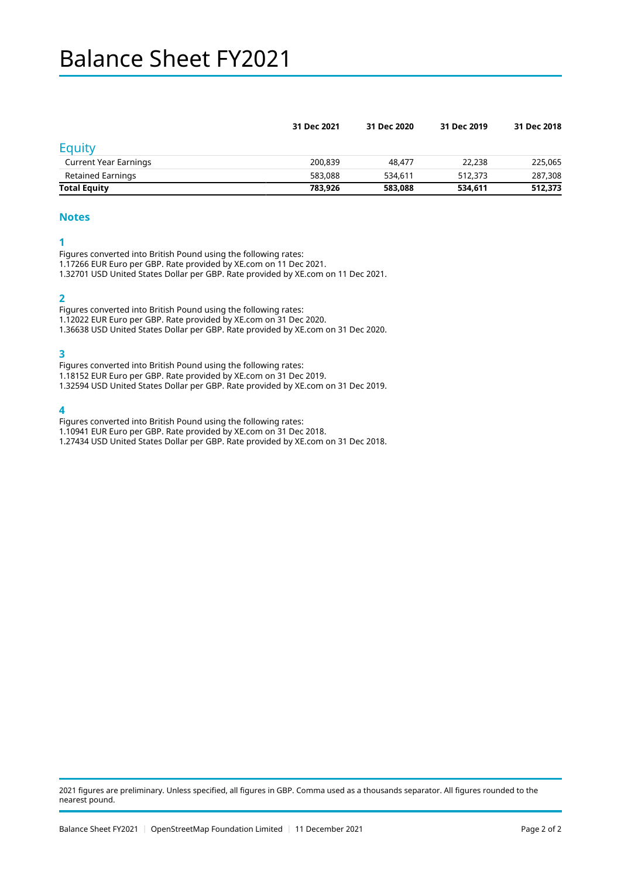# Balance Sheet FY2021

| | 31 Dec 2021 | 31 Dec 2020 | 31 Dec 2019 | 31 Dec 2018 |
|---|---|---|---|---|
| **Equity** | | | | |
| Current Year Earnings | 200,839 | 48,477 | 22,238 | 225,065 |
| Retained Earnings | 583,088 | 534,611 | 512,373 | 287,308 |
| **Total Equity** | **783,926** | **583,088** | **534,611** | **512,373** |

## Notes

**1**

Figures converted into British Pound using the following rates:
1.17266 EUR Euro per GBP. Rate provided by XE.com on 11 Dec 2021.
1.32701 USD United States Dollar per GBP. Rate provided by XE.com on 11 Dec 2021.

**2**

Figures converted into British Pound using the following rates:
1.12022 EUR Euro per GBP. Rate provided by XE.com on 31 Dec 2020.
1.36638 USD United States Dollar per GBP. Rate provided by XE.com on 31 Dec 2020.

**3**

Figures converted into British Pound using the following rates:
1.18152 EUR Euro per GBP. Rate provided by XE.com on 31 Dec 2019.
1.32594 USD United States Dollar per GBP. Rate provided by XE.com on 31 Dec 2019.

**4**

Figures converted into British Pound using the following rates:
1.10941 EUR Euro per GBP. Rate provided by XE.com on 31 Dec 2018.
1.27434 USD United States Dollar per GBP. Rate provided by XE.com on 31 Dec 2018.

2021 figures are preliminary. Unless specified, all figures in GBP. Comma used as a thousands separator. All figures rounded to the nearest pound.